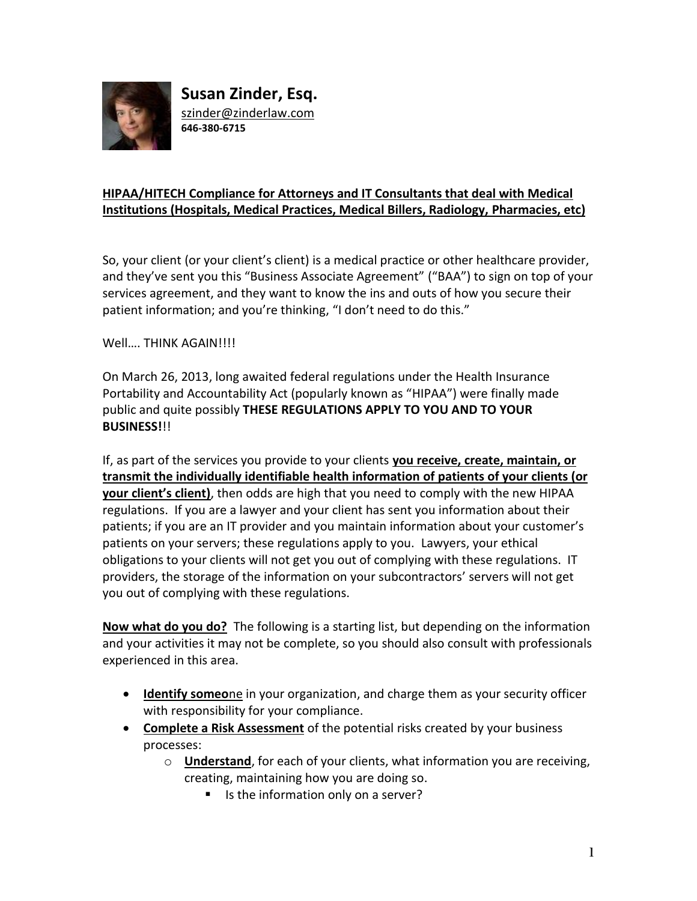**Susan Zinder, Esq.**
szinder@zinderlaw.com
**646-380-6715**

**HIPAA/HITECH Compliance for Attorneys and IT Consultants that deal with Medical Institutions (Hospitals, Medical Practices, Medical Billers, Radiology, Pharmacies, etc)**

So, your client (or your client's client) is a medical practice or other healthcare provider, and they've sent you this "Business Associate Agreement" ("BAA") to sign on top of your services agreement, and they want to know the ins and outs of how you secure their patient information; and you're thinking, "I don't need to do this."

Well…. THINK AGAIN!!!!

On March 26, 2013, long awaited federal regulations under the Health Insurance Portability and Accountability Act (popularly known as "HIPAA") were finally made public and quite possibly **THESE REGULATIONS APPLY TO YOU AND TO YOUR BUSINESS!**!!

If, as part of the services you provide to your clients **you receive, create, maintain, or transmit the individually identifiable health information of patients of your clients (or your client's client)**, then odds are high that you need to comply with the new HIPAA regulations. If you are a lawyer and your client has sent you information about their patients; if you are an IT provider and you maintain information about your customer's patients on your servers; these regulations apply to you. Lawyers, your ethical obligations to your clients will not get you out of complying with these regulations. IT providers, the storage of the information on your subcontractors' servers will not get you out of complying with these regulations.

**Now what do you do?** The following is a starting list, but depending on the information and your activities it may not be complete, so you should also consult with professionals experienced in this area.

- **Identify someo**ne in your organization, and charge them as your security officer with responsibility for your compliance.
- **Complete a Risk Assessment** of the potential risks created by your business processes:
  - **Understand**, for each of your clients, what information you are receiving, creating, maintaining how you are doing so.
    - Is the information only on a server?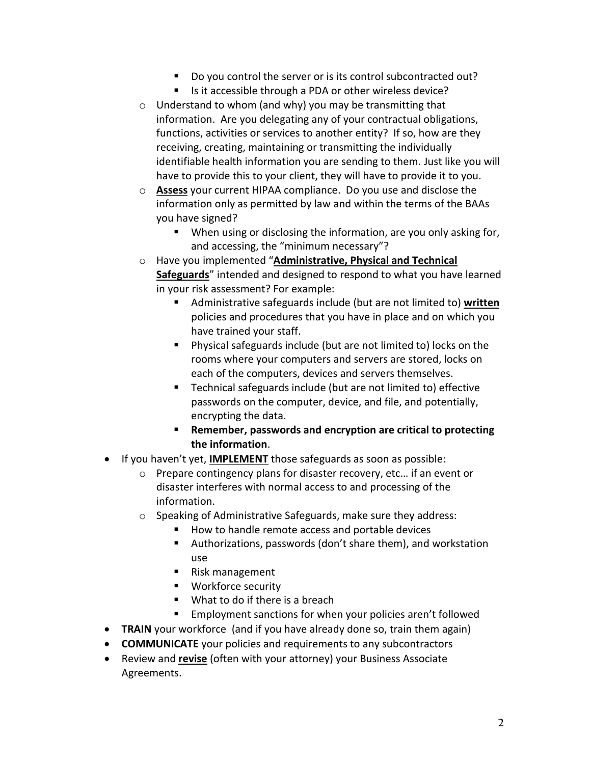- Do you control the server or is its control subcontracted out?
    - Is it accessible through a PDA or other wireless device?
  - Understand to whom (and why) you may be transmitting that information. Are you delegating any of your contractual obligations, functions, activities or services to another entity? If so, how are they receiving, creating, maintaining or transmitting the individually identifiable health information you are sending to them. Just like you will have to provide this to your client, they will have to provide it to you.
  - **<u>Assess</u>** your current HIPAA compliance. Do you use and disclose the information only as permitted by law and within the terms of the BAAs you have signed?
    - When using or disclosing the information, are you only asking for, and accessing, the "minimum necessary"?
  - Have you implemented "**<u>Administrative, Physical and Technical Safeguards</u>**" intended and designed to respond to what you have learned in your risk assessment? For example:
    - Administrative safeguards include (but are not limited to) **<u>written</u>** policies and procedures that you have in place and on which you have trained your staff.
    - Physical safeguards include (but are not limited to) locks on the rooms where your computers and servers are stored, locks on each of the computers, devices and servers themselves.
    - Technical safeguards include (but are not limited to) effective passwords on the computer, device, and file, and potentially, encrypting the data.
    - **Remember, passwords and encryption are critical to protecting the information**.
- If you haven't yet, **<u>IMPLEMENT</u>** those safeguards as soon as possible:
  - Prepare contingency plans for disaster recovery, etc… if an event or disaster interferes with normal access to and processing of the information.
  - Speaking of Administrative Safeguards, make sure they address:
    - How to handle remote access and portable devices
    - Authorizations, passwords (don't share them), and workstation use
    - Risk management
    - Workforce security
    - What to do if there is a breach
    - Employment sanctions for when your policies aren't followed
- **TRAIN** your workforce (and if you have already done so, train them again)
- **COMMUNICATE** your policies and requirements to any subcontractors
- Review and **<u>revise</u>** (often with your attorney) your Business Associate Agreements.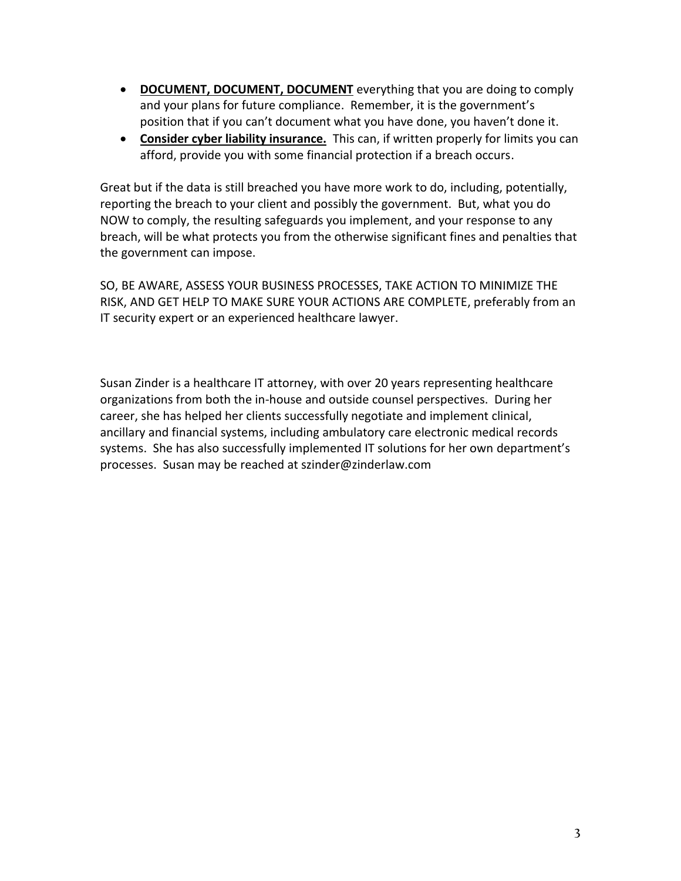- **DOCUMENT, DOCUMENT, DOCUMENT** everything that you are doing to comply and your plans for future compliance. Remember, it is the government's position that if you can't document what you have done, you haven't done it.
- **Consider cyber liability insurance.** This can, if written properly for limits you can afford, provide you with some financial protection if a breach occurs.

Great but if the data is still breached you have more work to do, including, potentially, reporting the breach to your client and possibly the government. But, what you do NOW to comply, the resulting safeguards you implement, and your response to any breach, will be what protects you from the otherwise significant fines and penalties that the government can impose.

SO, BE AWARE, ASSESS YOUR BUSINESS PROCESSES, TAKE ACTION TO MINIMIZE THE RISK, AND GET HELP TO MAKE SURE YOUR ACTIONS ARE COMPLETE, preferably from an IT security expert or an experienced healthcare lawyer.

Susan Zinder is a healthcare IT attorney, with over 20 years representing healthcare organizations from both the in-house and outside counsel perspectives. During her career, she has helped her clients successfully negotiate and implement clinical, ancillary and financial systems, including ambulatory care electronic medical records systems. She has also successfully implemented IT solutions for her own department's processes. Susan may be reached at szinder@zinderlaw.com